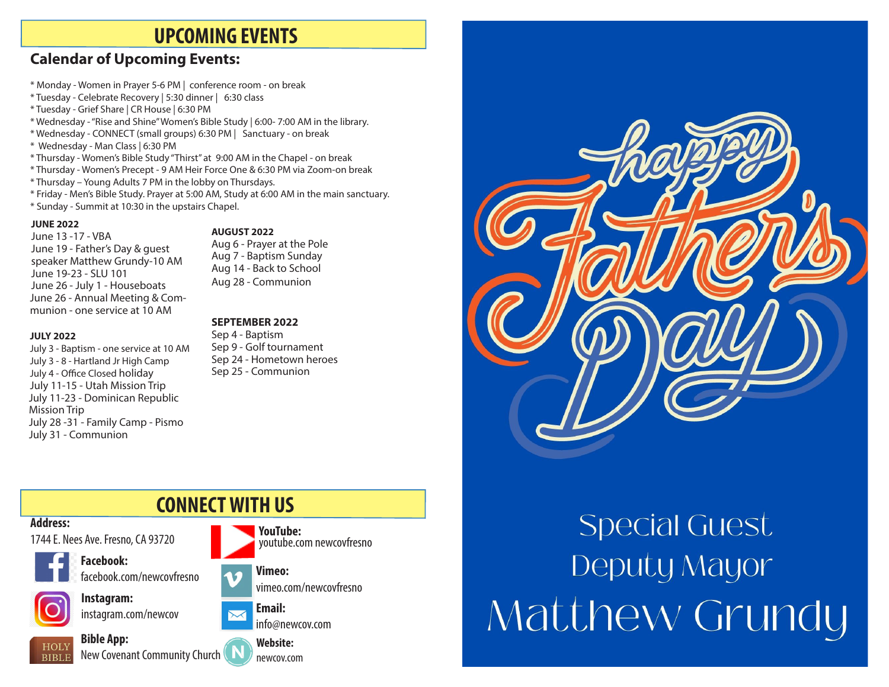# UPCOMING EVENTS

## Calendar of Upcoming Events:

* Monday - Women in Prayer 5-6 PM | conference room - on break
* Tuesday - Celebrate Recovery | 5:30 dinner | 6:30 class
* Tuesday - Grief Share | CR House | 6:30 PM
* Wednesday - "Rise and Shine" Women's Bible Study | 6:00- 7:00 AM in the library.
* Wednesday - CONNECT (small groups) 6:30 PM | Sanctuary - on break
* Wednesday - Man Class | 6:30 PM
* Thursday - Women's Bible Study "Thirst" at 9:00 AM in the Chapel - on break
* Thursday - Women's Precept - 9 AM Heir Force One & 6:30 PM via Zoom-on break
* Thursday – Young Adults 7 PM in the lobby on Thursdays.
* Friday - Men's Bible Study. Prayer at 5:00 AM, Study at 6:00 AM in the main sanctuary.
* Sunday - Summit at 10:30 in the upstairs Chapel.

**JUNE 2022**
June 13 -17 - VBA
June 19 - Father's Day & guest speaker Matthew Grundy-10 AM
June 19-23 - SLU 101
June 26 - July 1 - Houseboats
June 26 - Annual Meeting & Communion - one service at 10 AM

**JULY 2022**
July 3 - Baptism - one service at 10 AM
July 3 - 8 - Hartland Jr High Camp
July 4 - Office Closed holiday
July 11-15 - Utah Mission Trip
July 11-23 - Dominican Republic Mission Trip
July 28 -31 - Family Camp - Pismo
July 31 - Communion

**AUGUST 2022**
Aug 6 - Prayer at the Pole
Aug 7 - Baptism Sunday
Aug 14 - Back to School
Aug 28 - Communion

**SEPTEMBER 2022**
Sep 4 - Baptism
Sep 9 - Golf tournament
Sep 24 - Hometown heroes
Sep 25 - Communion

# CONNECT WITH US

**Address:**
1744 E. Nees Ave. Fresno, CA 93720

**Facebook:**
facebook.com/newcovfresno

**Instagram:**
instagram.com/newcov

**Bible App:**
New Covenant Community Church

**YouTube:**
youtube.com newcovfresno

**Vimeo:**
vimeo.com/newcovfresno

**Email:**
info@newcov.com

**Website:**
newcov.com

# happy Father's Day

Special Guest
Deputy Mayor
Matthew Grundy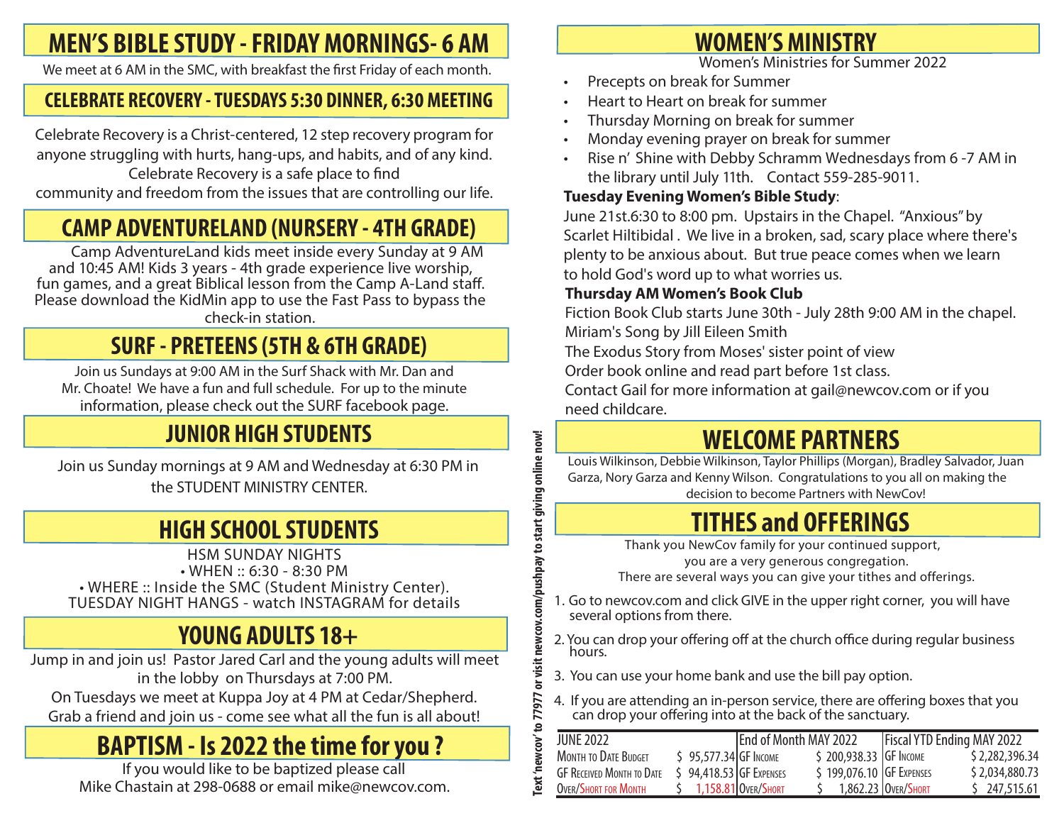## MEN'S BIBLE STUDY - FRIDAY MORNINGS- 6 AM

We meet at 6 AM in the SMC, with breakfast the first Friday of each month.

## CELEBRATE RECOVERY - TUESDAYS 5:30 DINNER, 6:30 MEETING

Celebrate Recovery is a Christ-centered, 12 step recovery program for anyone struggling with hurts, hang-ups, and habits, and of any kind. Celebrate Recovery is a safe place to find community and freedom from the issues that are controlling our life.

## CAMP ADVENTURELAND (NURSERY - 4TH GRADE)

Camp AdventureLand kids meet inside every Sunday at 9 AM and 10:45 AM! Kids 3 years - 4th grade experience live worship, fun games, and a great Biblical lesson from the Camp A-Land staff. Please download the KidMin app to use the Fast Pass to bypass the check-in station.

## SURF - PRETEENS (5TH & 6TH GRADE)

Join us Sundays at 9:00 AM in the Surf Shack with Mr. Dan and Mr. Choate! We have a fun and full schedule. For up to the minute information, please check out the SURF facebook page.

## JUNIOR HIGH STUDENTS

Join us Sunday mornings at 9 AM and Wednesday at 6:30 PM in the STUDENT MINISTRY CENTER.

## HIGH SCHOOL STUDENTS

HSM SUNDAY NIGHTS
• WHEN :: 6:30 - 8:30 PM
• WHERE :: Inside the SMC (Student Ministry Center).
TUESDAY NIGHT HANGS - watch INSTAGRAM for details

## YOUNG ADULTS 18+

Jump in and join us! Pastor Jared Carl and the young adults will meet in the lobby on Thursdays at 7:00 PM.
On Tuesdays we meet at Kuppa Joy at 4 PM at Cedar/Shepherd.
Grab a friend and join us - come see what all the fun is all about!

## BAPTISM - Is 2022 the time for you ?

If you would like to be baptized please call Mike Chastain at 298-0688 or email mike@newcov.com.

Text 'newcov' to 77977 or visit newcov.com/pushpay to start giving online now!

## WOMEN'S MINISTRY

Women's Ministries for Summer 2022

- Precepts on break for Summer
- Heart to Heart on break for summer
- Thursday Morning on break for summer
- Monday evening prayer on break for summer
- Rise n' Shine with Debby Schramm Wednesdays from 6 -7 AM in the library until July 11th. Contact 559-285-9011.

**Tuesday Evening Women's Bible Study**:
June 21st.6:30 to 8:00 pm. Upstairs in the Chapel. "Anxious" by Scarlet Hiltibidal . We live in a broken, sad, scary place where there's plenty to be anxious about. But true peace comes when we learn to hold God's word up to what worries us.

**Thursday AM Women's Book Club**
Fiction Book Club starts June 30th - July 28th 9:00 AM in the chapel.
Miriam's Song by Jill Eileen Smith
The Exodus Story from Moses' sister point of view
Order book online and read part before 1st class.
Contact Gail for more information at gail@newcov.com or if you need childcare.

## WELCOME PARTNERS

Louis Wilkinson, Debbie Wilkinson, Taylor Phillips (Morgan), Bradley Salvador, Juan Garza, Nory Garza and Kenny Wilson. Congratulations to you all on making the decision to become Partners with NewCov!

## TITHES and OFFERINGS

Thank you NewCov family for your continued support, you are a very generous congregation.
There are several ways you can give your tithes and offerings.

1. Go to newcov.com and click GIVE in the upper right corner, you will have several options from there.
2. You can drop your offering off at the church office during regular business hours.
3. You can use your home bank and use the bill pay option.
4. If you are attending an in-person service, there are offering boxes that you can drop your offering into at the back of the sanctuary.

| JUNE 2022 | | End of Month MAY 2022 | | Fiscal YTD Ending MAY 2022 | |
|---|---|---|---|---|---|
| Month to Date Budget | $ 95,577.34 | GF Income | $ 200,938.33 | GF Income | $ 2,282,396.34 |
| GF Received Month to Date | $ 94,418.53 | GF Expenses | $ 199,076.10 | GF Expenses | $ 2,034,880.73 |
| Over/Short for Month | $ 1,158.81 | Over/Short | $ 1,862.23 | Over/Short | $ 247,515.61 |